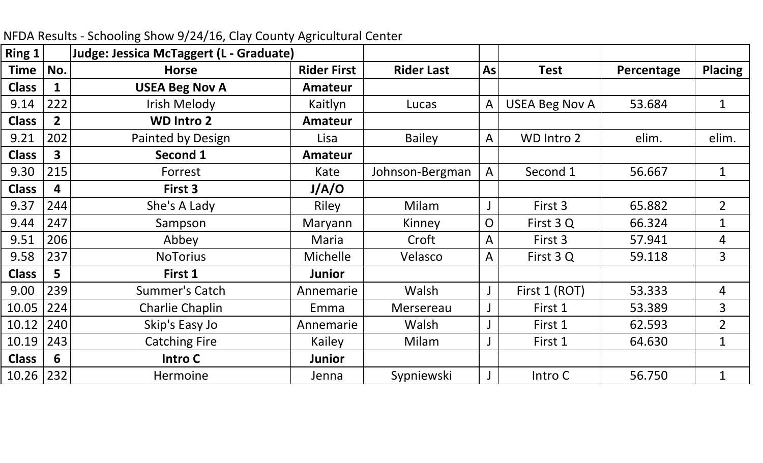NFDA Results - Schooling Show 9/24/16, Clay County Agricultural Center

| **Ring 1** | | **Judge: Jessica McTaggert (L - Graduate)** | | | | | | |
|---|---|---|---|---|---|---|---|---|
| **Time** | **No.** | **Horse** | **Rider First** | **Rider Last** | **As** | **Test** | **Percentage** | **Placing** |
| **Class** | **1** | **USEA Beg Nov A** | **Amateur** | | | | | |
| 9.14 | 222 | Irish Melody | Kaitlyn | Lucas | A | USEA Beg Nov A | 53.684 | 1 |
| **Class** | **2** | **WD Intro 2** | **Amateur** | | | | | |
| 9.21 | 202 | Painted by Design | Lisa | Bailey | A | WD Intro 2 | elim. | elim. |
| **Class** | **3** | **Second 1** | **Amateur** | | | | | |
| 9.30 | 215 | Forrest | Kate | Johnson-Bergman | A | Second 1 | 56.667 | 1 |
| **Class** | **4** | **First 3** | **J/A/O** | | | | | |
| 9.37 | 244 | She's A Lady | Riley | Milam | J | First 3 | 65.882 | 2 |
| 9.44 | 247 | Sampson | Maryann | Kinney | O | First 3 Q | 66.324 | 1 |
| 9.51 | 206 | Abbey | Maria | Croft | A | First 3 | 57.941 | 4 |
| 9.58 | 237 | NoTorius | Michelle | Velasco | A | First 3 Q | 59.118 | 3 |
| **Class** | **5** | **First 1** | **Junior** | | | | | |
| 9.00 | 239 | Summer's Catch | Annemarie | Walsh | J | First 1 (ROT) | 53.333 | 4 |
| 10.05 | 224 | Charlie Chaplin | Emma | Mersereau | J | First 1 | 53.389 | 3 |
| 10.12 | 240 | Skip's Easy Jo | Annemarie | Walsh | J | First 1 | 62.593 | 2 |
| 10.19 | 243 | Catching Fire | Kailey | Milam | J | First 1 | 64.630 | 1 |
| **Class** | **6** | **Intro C** | **Junior** | | | | | |
| 10.26 | 232 | Hermoine | Jenna | Sypniewski | J | Intro C | 56.750 | 1 |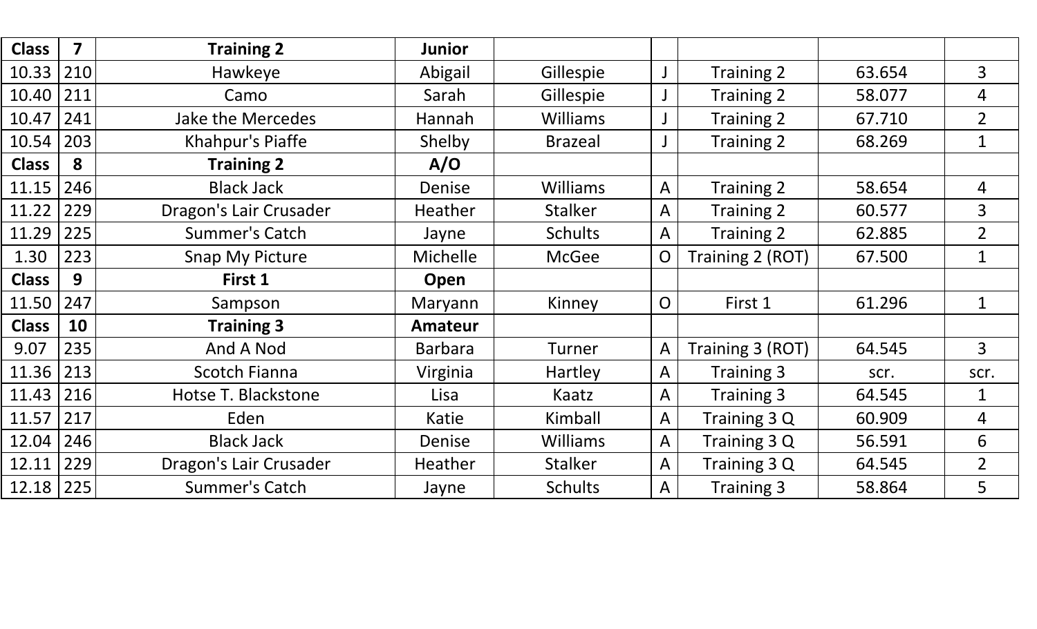| Class | 7 | Training 2 | Junior | | | | | |
|---|---|---|---|---|---|---|---|---|
| 10.33 | 210 | Hawkeye | Abigail | Gillespie | J | Training 2 | 63.654 | 3 |
| 10.40 | 211 | Camo | Sarah | Gillespie | J | Training 2 | 58.077 | 4 |
| 10.47 | 241 | Jake the Mercedes | Hannah | Williams | J | Training 2 | 67.710 | 2 |
| 10.54 | 203 | Khahpur's Piaffe | Shelby | Brazeal | J | Training 2 | 68.269 | 1 |
| **Class** | **8** | **Training 2** | **A/O** | | | | | |
| 11.15 | 246 | Black Jack | Denise | Williams | A | Training 2 | 58.654 | 4 |
| 11.22 | 229 | Dragon's Lair Crusader | Heather | Stalker | A | Training 2 | 60.577 | 3 |
| 11.29 | 225 | Summer's Catch | Jayne | Schults | A | Training 2 | 62.885 | 2 |
| 1.30 | 223 | Snap My Picture | Michelle | McGee | O | Training 2 (ROT) | 67.500 | 1 |
| **Class** | **9** | **First 1** | **Open** | | | | | |
| 11.50 | 247 | Sampson | Maryann | Kinney | O | First 1 | 61.296 | 1 |
| **Class** | **10** | **Training 3** | **Amateur** | | | | | |
| 9.07 | 235 | And A Nod | Barbara | Turner | A | Training 3 (ROT) | 64.545 | 3 |
| 11.36 | 213 | Scotch Fianna | Virginia | Hartley | A | Training 3 | scr. | scr. |
| 11.43 | 216 | Hotse T. Blackstone | Lisa | Kaatz | A | Training 3 | 64.545 | 1 |
| 11.57 | 217 | Eden | Katie | Kimball | A | Training 3 Q | 60.909 | 4 |
| 12.04 | 246 | Black Jack | Denise | Williams | A | Training 3 Q | 56.591 | 6 |
| 12.11 | 229 | Dragon's Lair Crusader | Heather | Stalker | A | Training 3 Q | 64.545 | 2 |
| 12.18 | 225 | Summer's Catch | Jayne | Schults | A | Training 3 | 58.864 | 5 |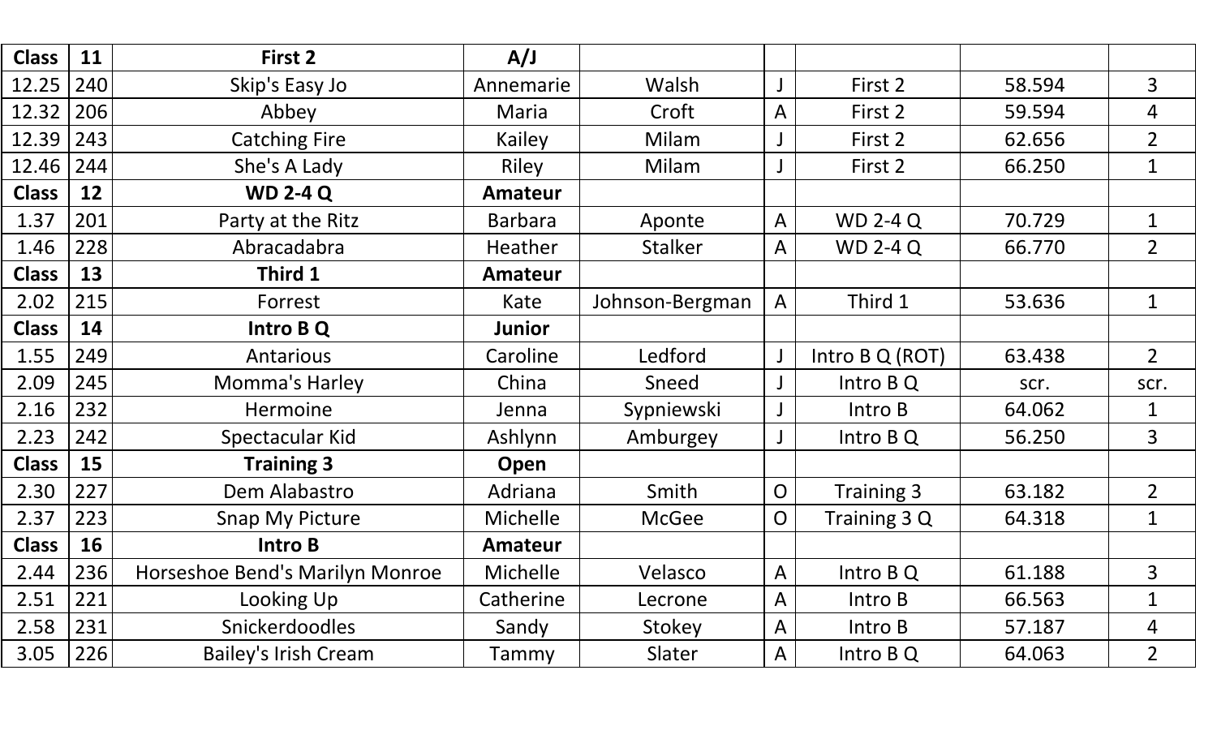| Class | 11 | First 2 | A/J | | | | | |
|---|---|---|---|---|---|---|---|---|
| 12.25 | 240 | Skip's Easy Jo | Annemarie | Walsh | J | First 2 | 58.594 | 3 |
| 12.32 | 206 | Abbey | Maria | Croft | A | First 2 | 59.594 | 4 |
| 12.39 | 243 | Catching Fire | Kailey | Milam | J | First 2 | 62.656 | 2 |
| 12.46 | 244 | She's A Lady | Riley | Milam | J | First 2 | 66.250 | 1 |
| **Class** | **12** | **WD 2-4 Q** | **Amateur** | | | | | |
| 1.37 | 201 | Party at the Ritz | Barbara | Aponte | A | WD 2-4 Q | 70.729 | 1 |
| 1.46 | 228 | Abracadabra | Heather | Stalker | A | WD 2-4 Q | 66.770 | 2 |
| **Class** | **13** | **Third 1** | **Amateur** | | | | | |
| 2.02 | 215 | Forrest | Kate | Johnson-Bergman | A | Third 1 | 53.636 | 1 |
| **Class** | **14** | **Intro B Q** | **Junior** | | | | | |
| 1.55 | 249 | Antarious | Caroline | Ledford | J | Intro B Q (ROT) | 63.438 | 2 |
| 2.09 | 245 | Momma's Harley | China | Sneed | J | Intro B Q | scr. | scr. |
| 2.16 | 232 | Hermoine | Jenna | Sypniewski | J | Intro B | 64.062 | 1 |
| 2.23 | 242 | Spectacular Kid | Ashlynn | Amburgey | J | Intro B Q | 56.250 | 3 |
| **Class** | **15** | **Training 3** | **Open** | | | | | |
| 2.30 | 227 | Dem Alabastro | Adriana | Smith | O | Training 3 | 63.182 | 2 |
| 2.37 | 223 | Snap My Picture | Michelle | McGee | O | Training 3 Q | 64.318 | 1 |
| **Class** | **16** | **Intro B** | **Amateur** | | | | | |
| 2.44 | 236 | Horseshoe Bend's Marilyn Monroe | Michelle | Velasco | A | Intro B Q | 61.188 | 3 |
| 2.51 | 221 | Looking Up | Catherine | Lecrone | A | Intro B | 66.563 | 1 |
| 2.58 | 231 | Snickerdoodles | Sandy | Stokey | A | Intro B | 57.187 | 4 |
| 3.05 | 226 | Bailey's Irish Cream | Tammy | Slater | A | Intro B Q | 64.063 | 2 |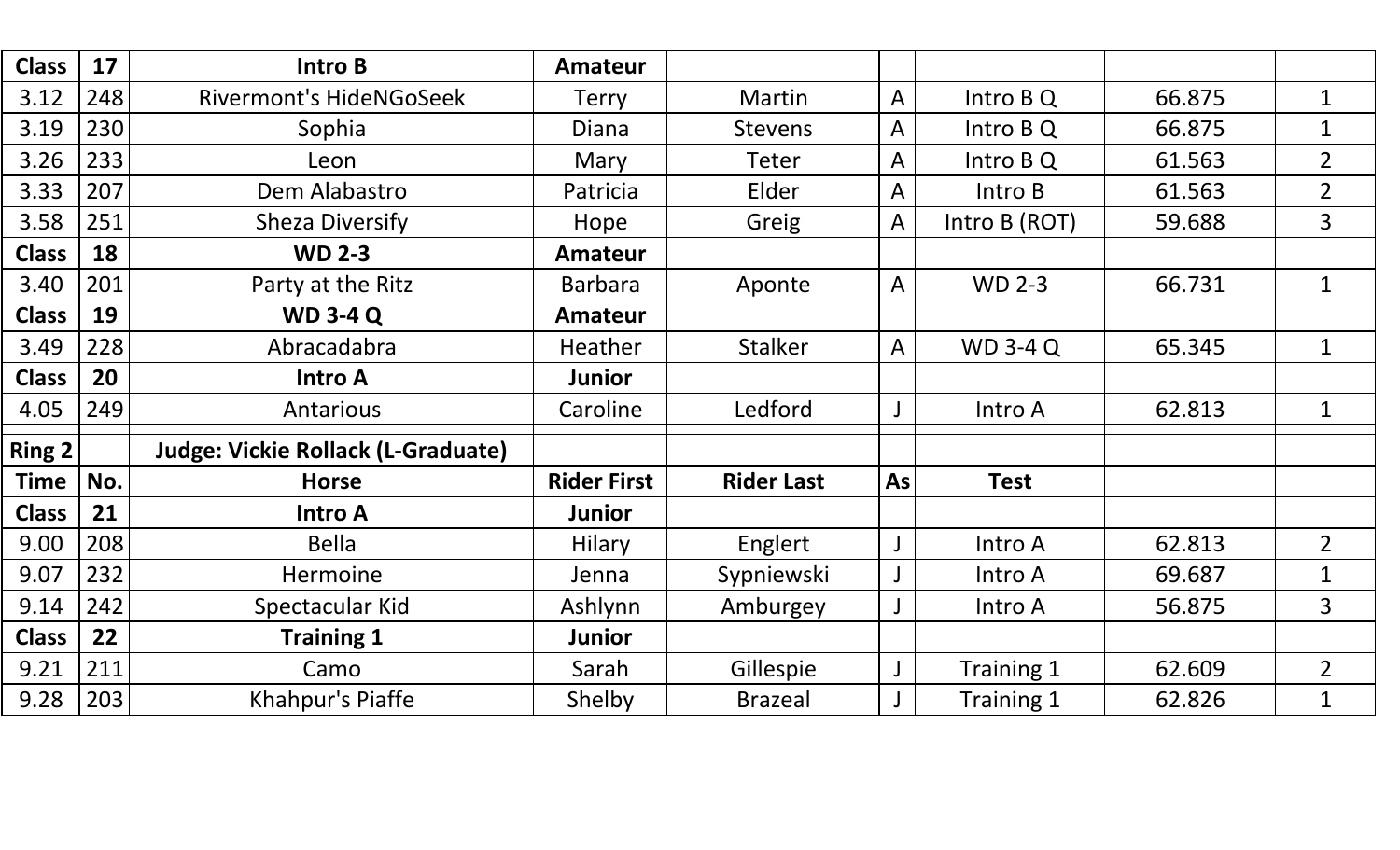| Class | 17 | Intro B | Amateur | | | | | |
|---|---|---|---|---|---|---|---|---|
| 3.12 | 248 | Rivermont's HideNGoSeek | Terry | Martin | A | Intro B Q | 66.875 | 1 |
| 3.19 | 230 | Sophia | Diana | Stevens | A | Intro B Q | 66.875 | 1 |
| 3.26 | 233 | Leon | Mary | Teter | A | Intro B Q | 61.563 | 2 |
| 3.33 | 207 | Dem Alabastro | Patricia | Elder | A | Intro B | 61.563 | 2 |
| 3.58 | 251 | Sheza Diversify | Hope | Greig | A | Intro B (ROT) | 59.688 | 3 |
| **Class** | **18** | **WD 2-3** | **Amateur** | | | | | |
| 3.40 | 201 | Party at the Ritz | Barbara | Aponte | A | WD 2-3 | 66.731 | 1 |
| **Class** | **19** | **WD 3-4 Q** | **Amateur** | | | | | |
| 3.49 | 228 | Abracadabra | Heather | Stalker | A | WD 3-4 Q | 65.345 | 1 |
| **Class** | **20** | **Intro A** | **Junior** | | | | | |
| 4.05 | 249 | Antarious | Caroline | Ledford | J | Intro A | 62.813 | 1 |

| Ring 2 | | Judge: Vickie Rollack (L-Graduate) | | | | | | |
|---|---|---|---|---|---|---|---|---|
| **Time** | **No.** | **Horse** | **Rider First** | **Rider Last** | **As** | **Test** | | |
| **Class** | **21** | **Intro A** | **Junior** | | | | | |
| 9.00 | 208 | Bella | Hilary | Englert | J | Intro A | 62.813 | 2 |
| 9.07 | 232 | Hermoine | Jenna | Sypniewski | J | Intro A | 69.687 | 1 |
| 9.14 | 242 | Spectacular Kid | Ashlynn | Amburgey | J | Intro A | 56.875 | 3 |
| **Class** | **22** | **Training 1** | **Junior** | | | | | |
| 9.21 | 211 | Camo | Sarah | Gillespie | J | Training 1 | 62.609 | 2 |
| 9.28 | 203 | Khahpur's Piaffe | Shelby | Brazeal | J | Training 1 | 62.826 | 1 |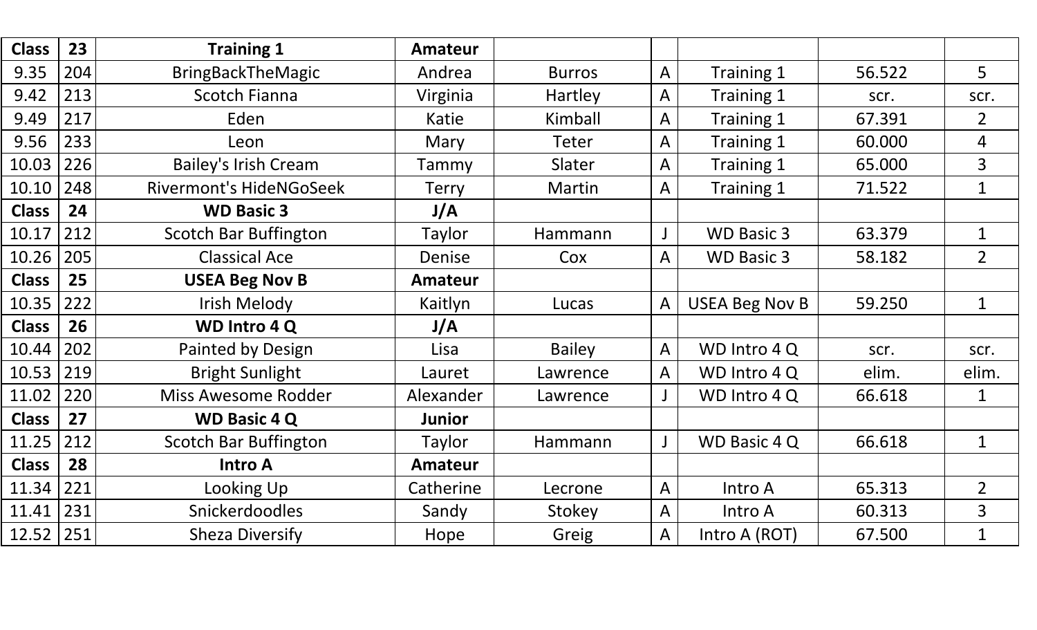| Class | 23 | Training 1 | Amateur | | | | | |
|---|---|---|---|---|---|---|---|---|
| 9.35 | 204 | BringBackTheMagic | Andrea | Burros | A | Training 1 | 56.522 | 5 |
| 9.42 | 213 | Scotch Fianna | Virginia | Hartley | A | Training 1 | scr. | scr. |
| 9.49 | 217 | Eden | Katie | Kimball | A | Training 1 | 67.391 | 2 |
| 9.56 | 233 | Leon | Mary | Teter | A | Training 1 | 60.000 | 4 |
| 10.03 | 226 | Bailey's Irish Cream | Tammy | Slater | A | Training 1 | 65.000 | 3 |
| 10.10 | 248 | Rivermont's HideNGoSeek | Terry | Martin | A | Training 1 | 71.522 | 1 |
| **Class** | **24** | **WD Basic 3** | **J/A** | | | | | |
| 10.17 | 212 | Scotch Bar Buffington | Taylor | Hammann | J | WD Basic 3 | 63.379 | 1 |
| 10.26 | 205 | Classical Ace | Denise | Cox | A | WD Basic 3 | 58.182 | 2 |
| **Class** | **25** | **USEA Beg Nov B** | **Amateur** | | | | | |
| 10.35 | 222 | Irish Melody | Kaitlyn | Lucas | A | USEA Beg Nov B | 59.250 | 1 |
| **Class** | **26** | **WD Intro 4 Q** | **J/A** | | | | | |
| 10.44 | 202 | Painted by Design | Lisa | Bailey | A | WD Intro 4 Q | scr. | scr. |
| 10.53 | 219 | Bright Sunlight | Lauret | Lawrence | A | WD Intro 4 Q | elim. | elim. |
| 11.02 | 220 | Miss Awesome Rodder | Alexander | Lawrence | J | WD Intro 4 Q | 66.618 | 1 |
| **Class** | **27** | **WD Basic 4 Q** | **Junior** | | | | | |
| 11.25 | 212 | Scotch Bar Buffington | Taylor | Hammann | J | WD Basic 4 Q | 66.618 | 1 |
| **Class** | **28** | **Intro A** | **Amateur** | | | | | |
| 11.34 | 221 | Looking Up | Catherine | Lecrone | A | Intro A | 65.313 | 2 |
| 11.41 | 231 | Snickerdoodles | Sandy | Stokey | A | Intro A | 60.313 | 3 |
| 12.52 | 251 | Sheza Diversify | Hope | Greig | A | Intro A (ROT) | 67.500 | 1 |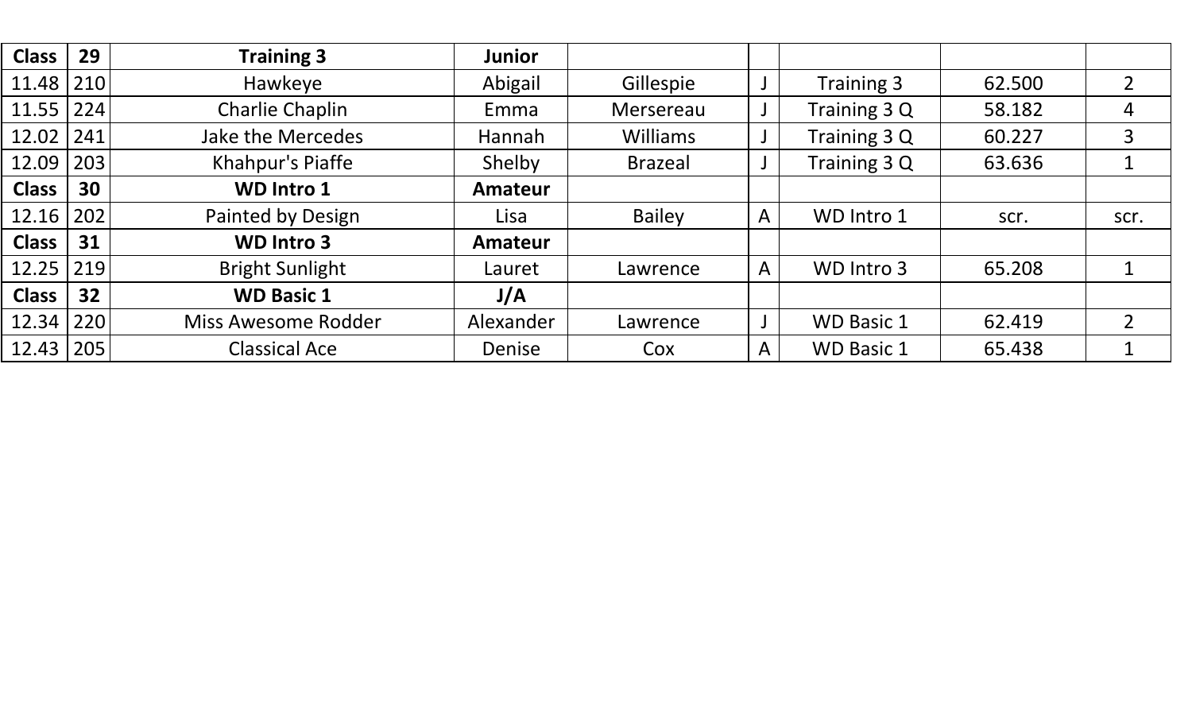| Class | 29 | Training 3 | Junior | | | | | |
|---|---|---|---|---|---|---|---|---|
| 11.48 | 210 | Hawkeye | Abigail | Gillespie | J | Training 3 | 62.500 | 2 |
| 11.55 | 224 | Charlie Chaplin | Emma | Mersereau | J | Training 3 Q | 58.182 | 4 |
| 12.02 | 241 | Jake the Mercedes | Hannah | Williams | J | Training 3 Q | 60.227 | 3 |
| 12.09 | 203 | Khahpur's Piaffe | Shelby | Brazeal | J | Training 3 Q | 63.636 | 1 |
| **Class** | **30** | **WD Intro 1** | **Amateur** | | | | | |
| 12.16 | 202 | Painted by Design | Lisa | Bailey | A | WD Intro 1 | scr. | scr. |
| **Class** | **31** | **WD Intro 3** | **Amateur** | | | | | |
| 12.25 | 219 | Bright Sunlight | Lauret | Lawrence | A | WD Intro 3 | 65.208 | 1 |
| **Class** | **32** | **WD Basic 1** | **J/A** | | | | | |
| 12.34 | 220 | Miss Awesome Rodder | Alexander | Lawrence | J | WD Basic 1 | 62.419 | 2 |
| 12.43 | 205 | Classical Ace | Denise | Cox | A | WD Basic 1 | 65.438 | 1 |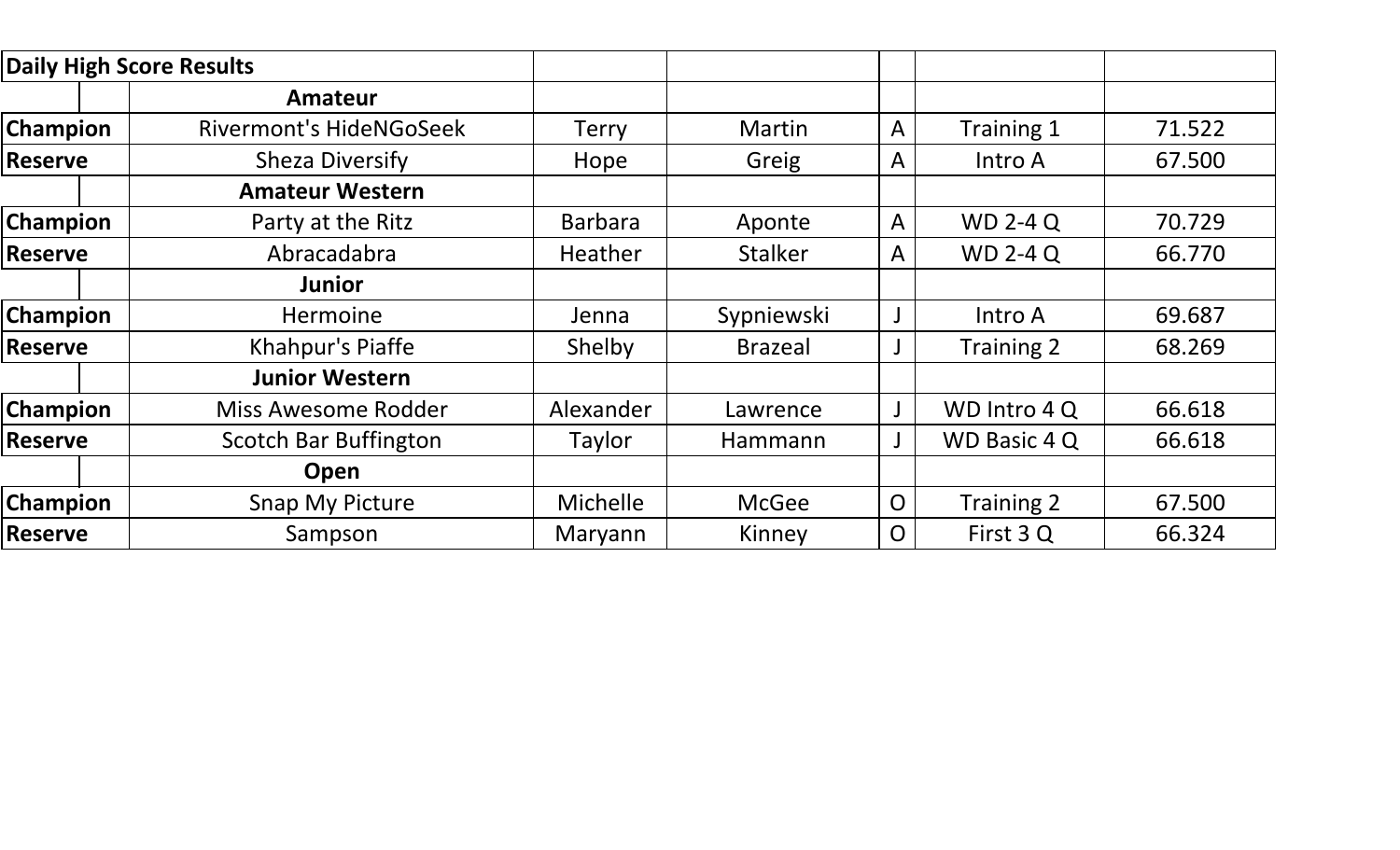| Daily High Score Results | | | | | | | |
|---|---|---|---|---|---|---|---|
| | | **Amateur** | | | | | |
| **Champion** | | Rivermont's HideNGoSeek | Terry | Martin | A | Training 1 | 71.522 |
| **Reserve** | | Sheza Diversify | Hope | Greig | A | Intro A | 67.500 |
| | | **Amateur Western** | | | | | |
| **Champion** | | Party at the Ritz | Barbara | Aponte | A | WD 2-4 Q | 70.729 |
| **Reserve** | | Abracadabra | Heather | Stalker | A | WD 2-4 Q | 66.770 |
| | | **Junior** | | | | | |
| **Champion** | | Hermoine | Jenna | Sypniewski | J | Intro A | 69.687 |
| **Reserve** | | Khahpur's Piaffe | Shelby | Brazeal | J | Training 2 | 68.269 |
| | | **Junior Western** | | | | | |
| **Champion** | | Miss Awesome Rodder | Alexander | Lawrence | J | WD Intro 4 Q | 66.618 |
| **Reserve** | | Scotch Bar Buffington | Taylor | Hammann | J | WD Basic 4 Q | 66.618 |
| | | **Open** | | | | | |
| **Champion** | | Snap My Picture | Michelle | McGee | O | Training 2 | 67.500 |
| **Reserve** | | Sampson | Maryann | Kinney | O | First 3 Q | 66.324 |